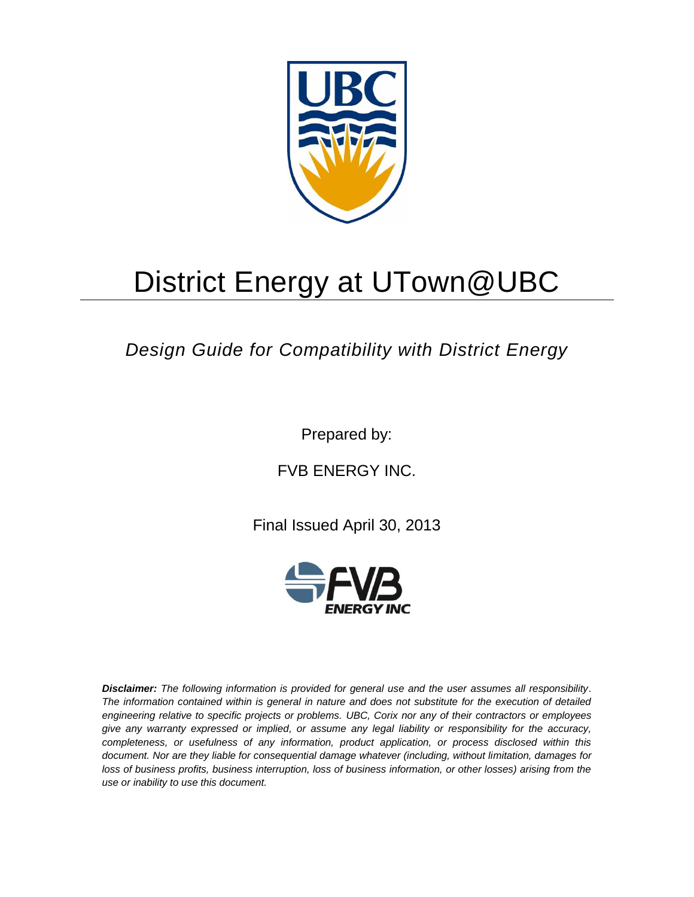# District Energy at UTown@UBC

*Design Guide for Compatibility with District Energy*

Prepared by:

FVB ENERGY INC.

Final Issued April 30, 2013

***Disclaimer:*** *The following information is provided for general use and the user assumes all responsibility. The information contained within is general in nature and does not substitute for the execution of detailed engineering relative to specific projects or problems. UBC, Corix nor any of their contractors or employees give any warranty expressed or implied, or assume any legal liability or responsibility for the accuracy, completeness, or usefulness of any information, product application, or process disclosed within this document. Nor are they liable for consequential damage whatever (including, without limitation, damages for loss of business profits, business interruption, loss of business information, or other losses) arising from the use or inability to use this document.*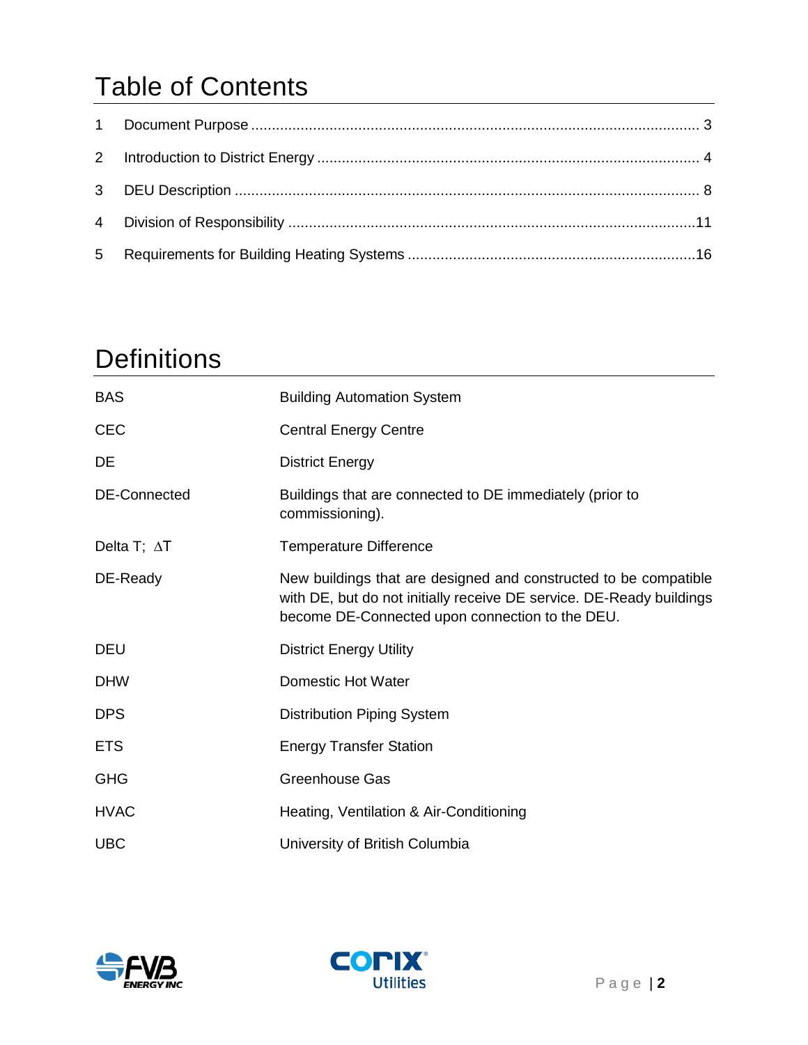# Table of Contents

| | | |
|---|---|---|
| 1 | Document Purpose | 3 |
| 2 | Introduction to District Energy | 4 |
| 3 | DEU Description | 8 |
| 4 | Division of Responsibility | 11 |
| 5 | Requirements for Building Heating Systems | 16 |

# Definitions

| | |
|---|---|
| BAS | Building Automation System |
| CEC | Central Energy Centre |
| DE | District Energy |
| DE-Connected | Buildings that are connected to DE immediately (prior to commissioning). |
| Delta T; $\Delta$T | Temperature Difference |
| DE-Ready | New buildings that are designed and constructed to be compatible with DE, but do not initially receive DE service. DE-Ready buildings become DE-Connected upon connection to the DEU. |
| DEU | District Energy Utility |
| DHW | Domestic Hot Water |
| DPS | Distribution Piping System |
| ETS | Energy Transfer Station |
| GHG | Greenhouse Gas |
| HVAC | Heating, Ventilation & Air-Conditioning |
| UBC | University of British Columbia |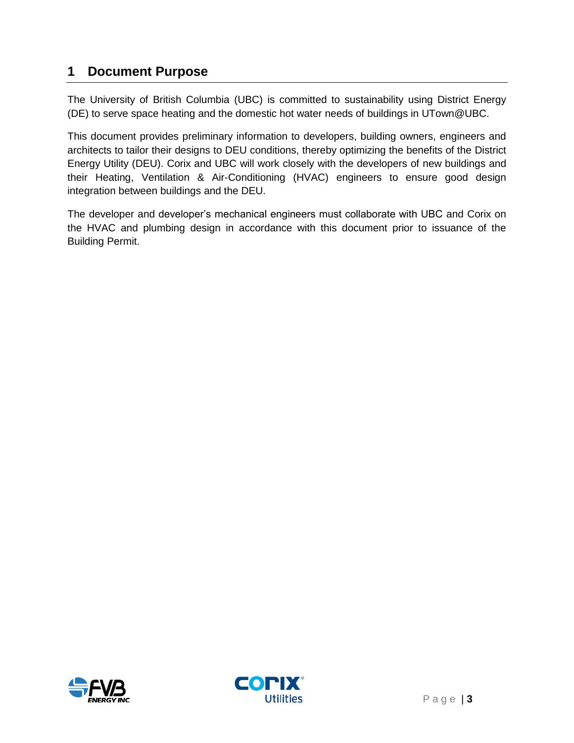# 1 Document Purpose

The University of British Columbia (UBC) is committed to sustainability using District Energy (DE) to serve space heating and the domestic hot water needs of buildings in UTown@UBC.

This document provides preliminary information to developers, building owners, engineers and architects to tailor their designs to DEU conditions, thereby optimizing the benefits of the District Energy Utility (DEU). Corix and UBC will work closely with the developers of new buildings and their Heating, Ventilation & Air-Conditioning (HVAC) engineers to ensure good design integration between buildings and the DEU.

The developer and developer's mechanical engineers must collaborate with UBC and Corix on the HVAC and plumbing design in accordance with this document prior to issuance of the Building Permit.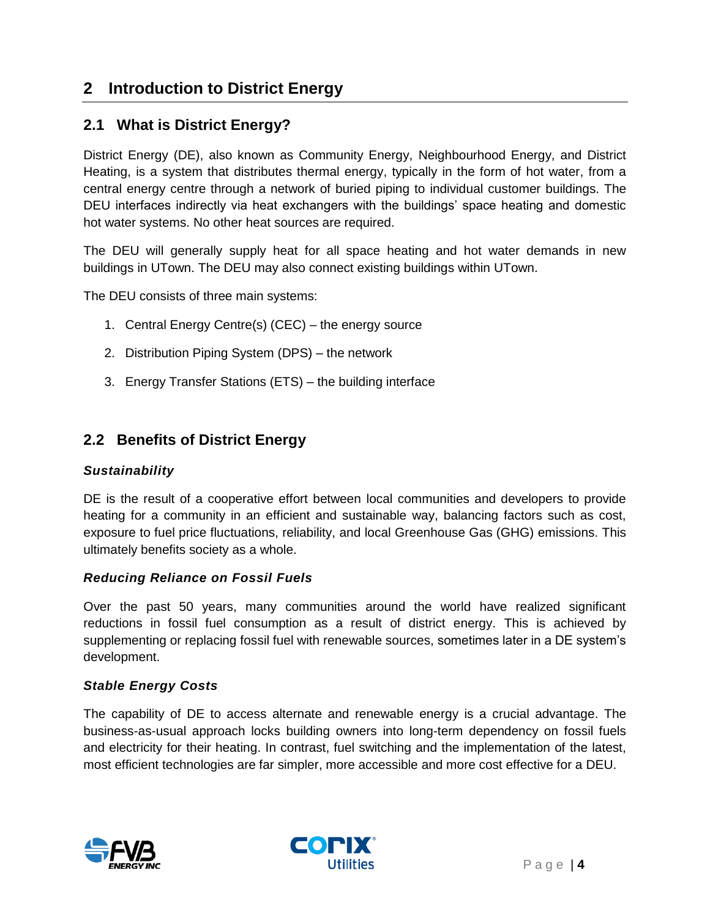# 2 Introduction to District Energy

## 2.1 What is District Energy?

District Energy (DE), also known as Community Energy, Neighbourhood Energy, and District Heating, is a system that distributes thermal energy, typically in the form of hot water, from a central energy centre through a network of buried piping to individual customer buildings. The DEU interfaces indirectly via heat exchangers with the buildings' space heating and domestic hot water systems. No other heat sources are required.

The DEU will generally supply heat for all space heating and hot water demands in new buildings in UTown. The DEU may also connect existing buildings within UTown.

The DEU consists of three main systems:

1. Central Energy Centre(s) (CEC) – the energy source
2. Distribution Piping System (DPS) – the network
3. Energy Transfer Stations (ETS) – the building interface

## 2.2 Benefits of District Energy

### *Sustainability*

DE is the result of a cooperative effort between local communities and developers to provide heating for a community in an efficient and sustainable way, balancing factors such as cost, exposure to fuel price fluctuations, reliability, and local Greenhouse Gas (GHG) emissions. This ultimately benefits society as a whole.

### *Reducing Reliance on Fossil Fuels*

Over the past 50 years, many communities around the world have realized significant reductions in fossil fuel consumption as a result of district energy. This is achieved by supplementing or replacing fossil fuel with renewable sources, sometimes later in a DE system's development.

### *Stable Energy Costs*

The capability of DE to access alternate and renewable energy is a crucial advantage. The business-as-usual approach locks building owners into long-term dependency on fossil fuels and electricity for their heating. In contrast, fuel switching and the implementation of the latest, most efficient technologies are far simpler, more accessible and more cost effective for a DEU.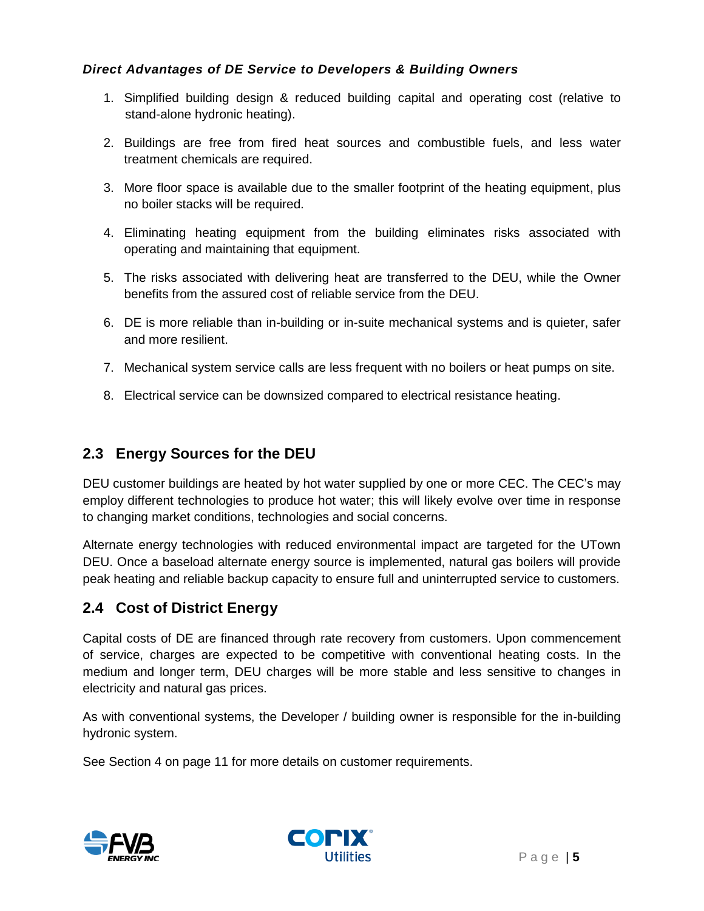***Direct Advantages of DE Service to Developers & Building Owners***

1. Simplified building design & reduced building capital and operating cost (relative to stand-alone hydronic heating).
2. Buildings are free from fired heat sources and combustible fuels, and less water treatment chemicals are required.
3. More floor space is available due to the smaller footprint of the heating equipment, plus no boiler stacks will be required.
4. Eliminating heating equipment from the building eliminates risks associated with operating and maintaining that equipment.
5. The risks associated with delivering heat are transferred to the DEU, while the Owner benefits from the assured cost of reliable service from the DEU.
6. DE is more reliable than in-building or in-suite mechanical systems and is quieter, safer and more resilient.
7. Mechanical system service calls are less frequent with no boilers or heat pumps on site.
8. Electrical service can be downsized compared to electrical resistance heating.

## 2.3 Energy Sources for the DEU

DEU customer buildings are heated by hot water supplied by one or more CEC. The CEC's may employ different technologies to produce hot water; this will likely evolve over time in response to changing market conditions, technologies and social concerns.

Alternate energy technologies with reduced environmental impact are targeted for the UTown DEU. Once a baseload alternate energy source is implemented, natural gas boilers will provide peak heating and reliable backup capacity to ensure full and uninterrupted service to customers.

## 2.4 Cost of District Energy

Capital costs of DE are financed through rate recovery from customers. Upon commencement of service, charges are expected to be competitive with conventional heating costs. In the medium and longer term, DEU charges will be more stable and less sensitive to changes in electricity and natural gas prices.

As with conventional systems, the Developer / building owner is responsible for the in-building hydronic system.

See Section 4 on page 11 for more details on customer requirements.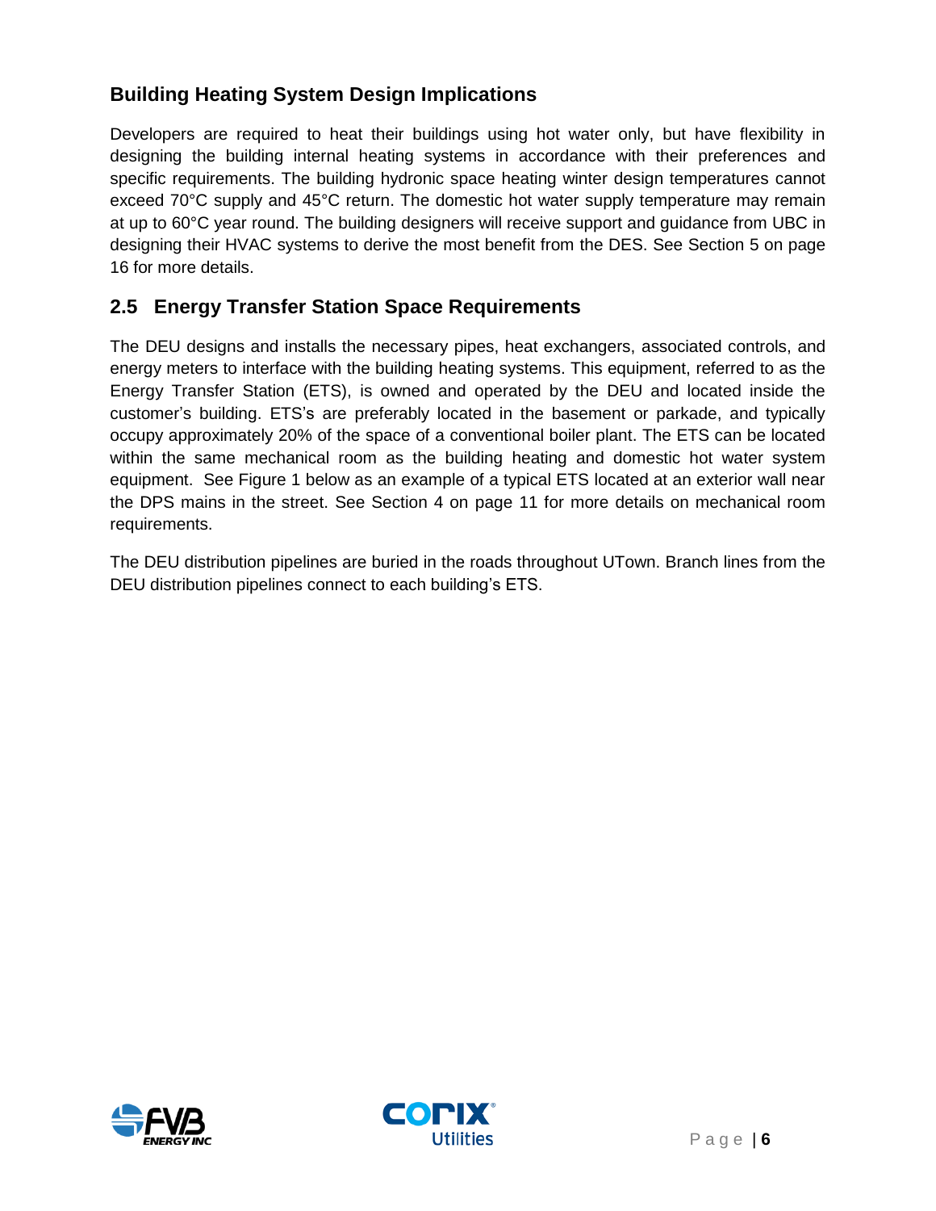### Building Heating System Design Implications

Developers are required to heat their buildings using hot water only, but have flexibility in designing the building internal heating systems in accordance with their preferences and specific requirements. The building hydronic space heating winter design temperatures cannot exceed 70°C supply and 45°C return. The domestic hot water supply temperature may remain at up to 60°C year round. The building designers will receive support and guidance from UBC in designing their HVAC systems to derive the most benefit from the DES. See Section 5 on page 16 for more details.

## 2.5 Energy Transfer Station Space Requirements

The DEU designs and installs the necessary pipes, heat exchangers, associated controls, and energy meters to interface with the building heating systems. This equipment, referred to as the Energy Transfer Station (ETS), is owned and operated by the DEU and located inside the customer's building. ETS's are preferably located in the basement or parkade, and typically occupy approximately 20% of the space of a conventional boiler plant. The ETS can be located within the same mechanical room as the building heating and domestic hot water system equipment. See Figure 1 below as an example of a typical ETS located at an exterior wall near the DPS mains in the street. See Section 4 on page 11 for more details on mechanical room requirements.

The DEU distribution pipelines are buried in the roads throughout UTown. Branch lines from the DEU distribution pipelines connect to each building's ETS.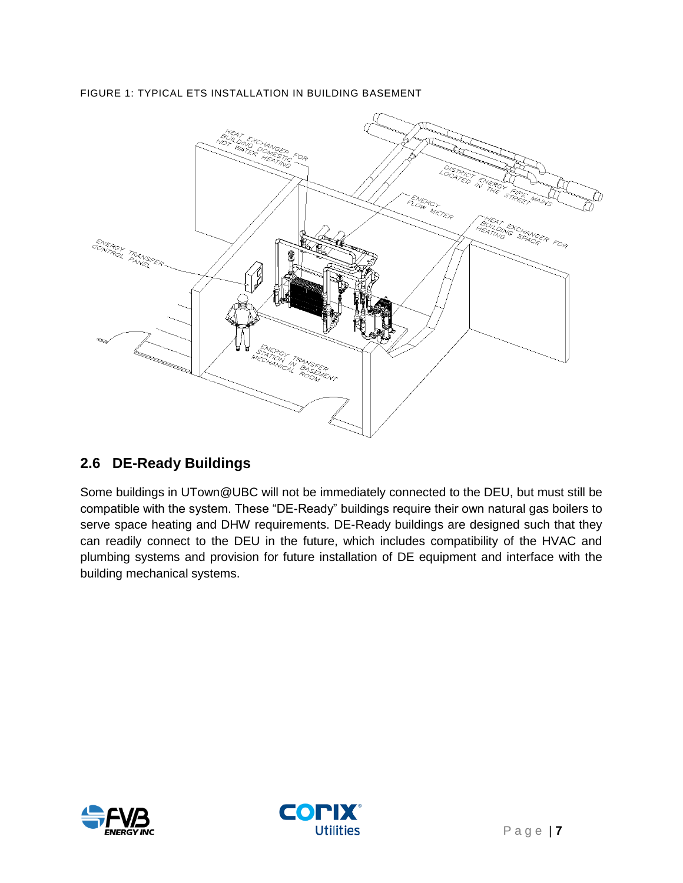FIGURE 1: TYPICAL ETS INSTALLATION IN BUILDING BASEMENT

## 2.6 DE-Ready Buildings

Some buildings in UTown@UBC will not be immediately connected to the DEU, but must still be compatible with the system. These "DE-Ready" buildings require their own natural gas boilers to serve space heating and DHW requirements. DE-Ready buildings are designed such that they can readily connect to the DEU in the future, which includes compatibility of the HVAC and plumbing systems and provision for future installation of DE equipment and interface with the building mechanical systems.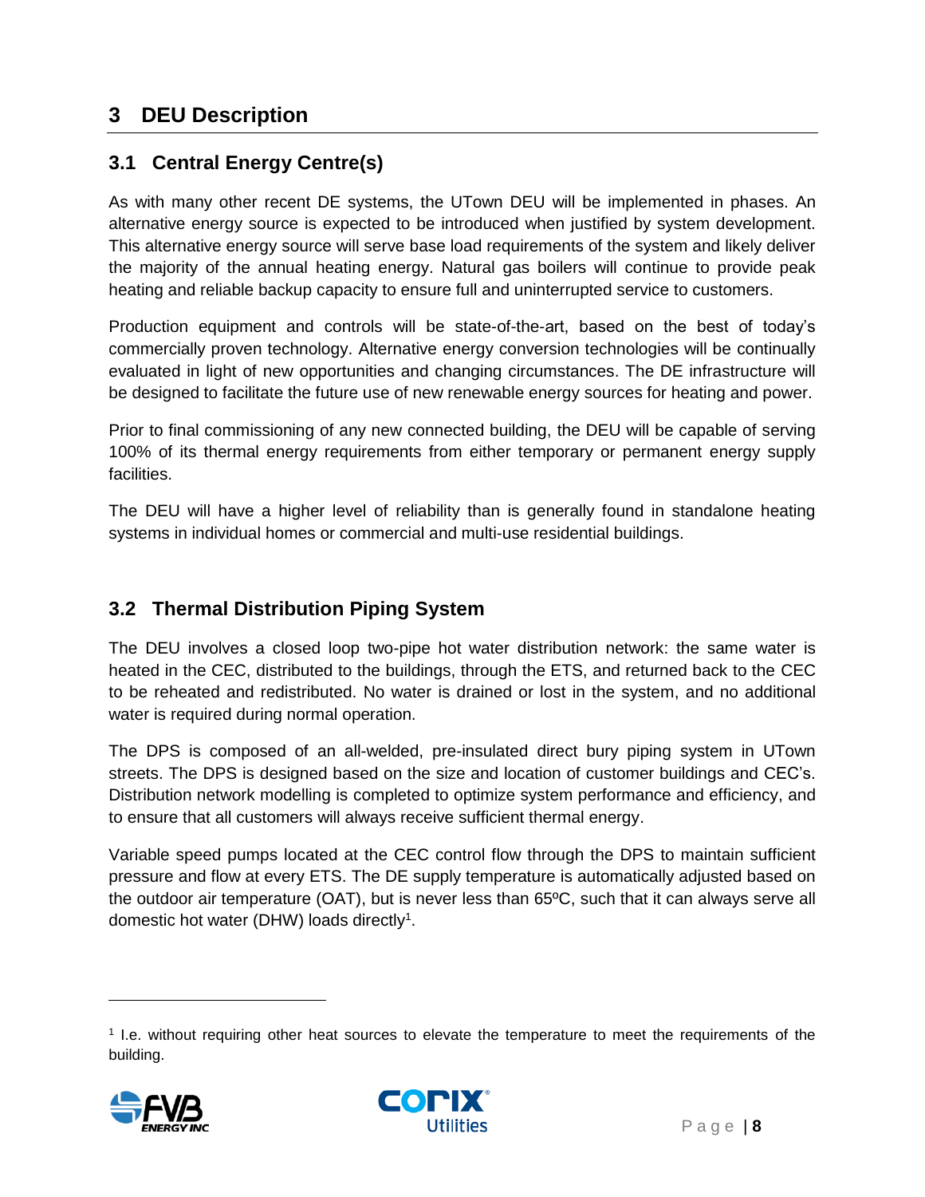# 3 DEU Description

## 3.1 Central Energy Centre(s)

As with many other recent DE systems, the UTown DEU will be implemented in phases. An alternative energy source is expected to be introduced when justified by system development. This alternative energy source will serve base load requirements of the system and likely deliver the majority of the annual heating energy. Natural gas boilers will continue to provide peak heating and reliable backup capacity to ensure full and uninterrupted service to customers.

Production equipment and controls will be state-of-the-art, based on the best of today's commercially proven technology. Alternative energy conversion technologies will be continually evaluated in light of new opportunities and changing circumstances. The DE infrastructure will be designed to facilitate the future use of new renewable energy sources for heating and power.

Prior to final commissioning of any new connected building, the DEU will be capable of serving 100% of its thermal energy requirements from either temporary or permanent energy supply facilities.

The DEU will have a higher level of reliability than is generally found in standalone heating systems in individual homes or commercial and multi-use residential buildings.

## 3.2 Thermal Distribution Piping System

The DEU involves a closed loop two-pipe hot water distribution network: the same water is heated in the CEC, distributed to the buildings, through the ETS, and returned back to the CEC to be reheated and redistributed. No water is drained or lost in the system, and no additional water is required during normal operation.

The DPS is composed of an all-welded, pre-insulated direct bury piping system in UTown streets. The DPS is designed based on the size and location of customer buildings and CEC's. Distribution network modelling is completed to optimize system performance and efficiency, and to ensure that all customers will always receive sufficient thermal energy.

Variable speed pumps located at the CEC control flow through the DPS to maintain sufficient pressure and flow at every ETS. The DE supply temperature is automatically adjusted based on the outdoor air temperature (OAT), but is never less than 65ºC, such that it can always serve all domestic hot water (DHW) loads directly[1].

[1] I.e. without requiring other heat sources to elevate the temperature to meet the requirements of the building.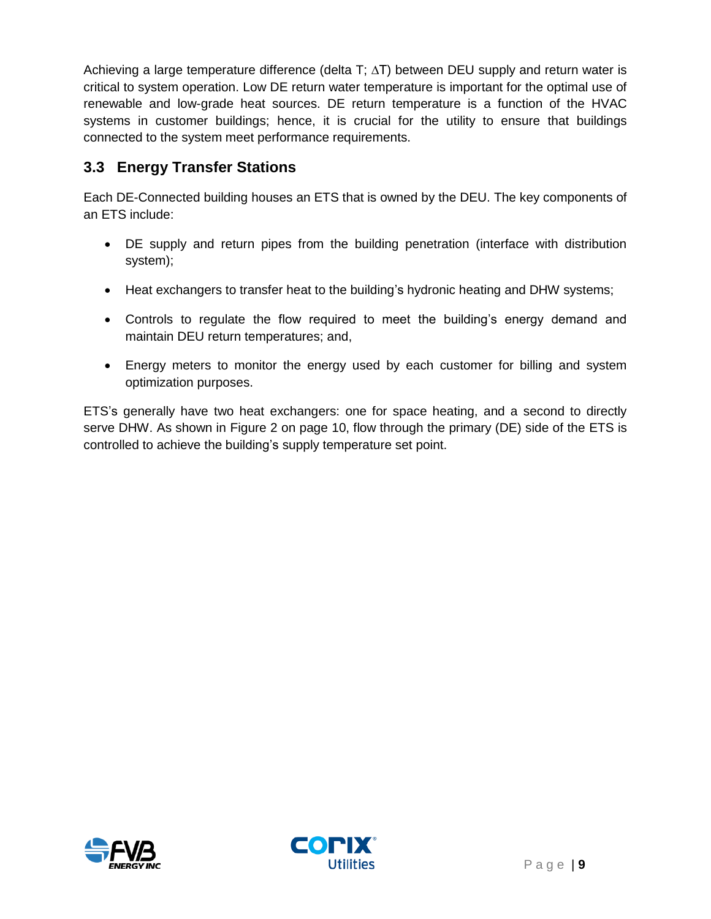Achieving a large temperature difference (delta T; ∆T) between DEU supply and return water is critical to system operation. Low DE return water temperature is important for the optimal use of renewable and low-grade heat sources. DE return temperature is a function of the HVAC systems in customer buildings; hence, it is crucial for the utility to ensure that buildings connected to the system meet performance requirements.

## 3.3 Energy Transfer Stations

Each DE-Connected building houses an ETS that is owned by the DEU. The key components of an ETS include:

- DE supply and return pipes from the building penetration (interface with distribution system);
- Heat exchangers to transfer heat to the building's hydronic heating and DHW systems;
- Controls to regulate the flow required to meet the building's energy demand and maintain DEU return temperatures; and,
- Energy meters to monitor the energy used by each customer for billing and system optimization purposes.

ETS's generally have two heat exchangers: one for space heating, and a second to directly serve DHW. As shown in Figure 2 on page 10, flow through the primary (DE) side of the ETS is controlled to achieve the building's supply temperature set point.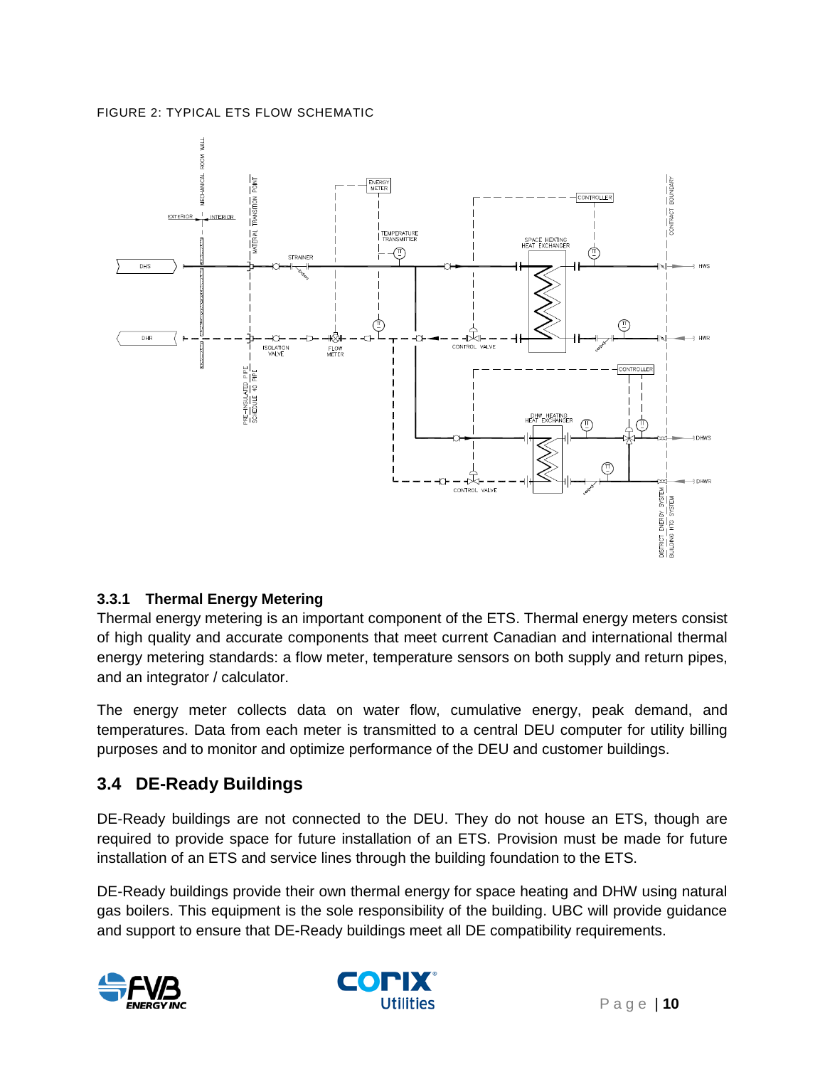FIGURE 2: TYPICAL ETS FLOW SCHEMATIC

### 3.3.1 Thermal Energy Metering

Thermal energy metering is an important component of the ETS. Thermal energy meters consist of high quality and accurate components that meet current Canadian and international thermal energy metering standards: a flow meter, temperature sensors on both supply and return pipes, and an integrator / calculator.

The energy meter collects data on water flow, cumulative energy, peak demand, and temperatures. Data from each meter is transmitted to a central DEU computer for utility billing purposes and to monitor and optimize performance of the DEU and customer buildings.

## 3.4 DE-Ready Buildings

DE-Ready buildings are not connected to the DEU. They do not house an ETS, though are required to provide space for future installation of an ETS. Provision must be made for future installation of an ETS and service lines through the building foundation to the ETS.

DE-Ready buildings provide their own thermal energy for space heating and DHW using natural gas boilers. This equipment is the sole responsibility of the building. UBC will provide guidance and support to ensure that DE-Ready buildings meet all DE compatibility requirements.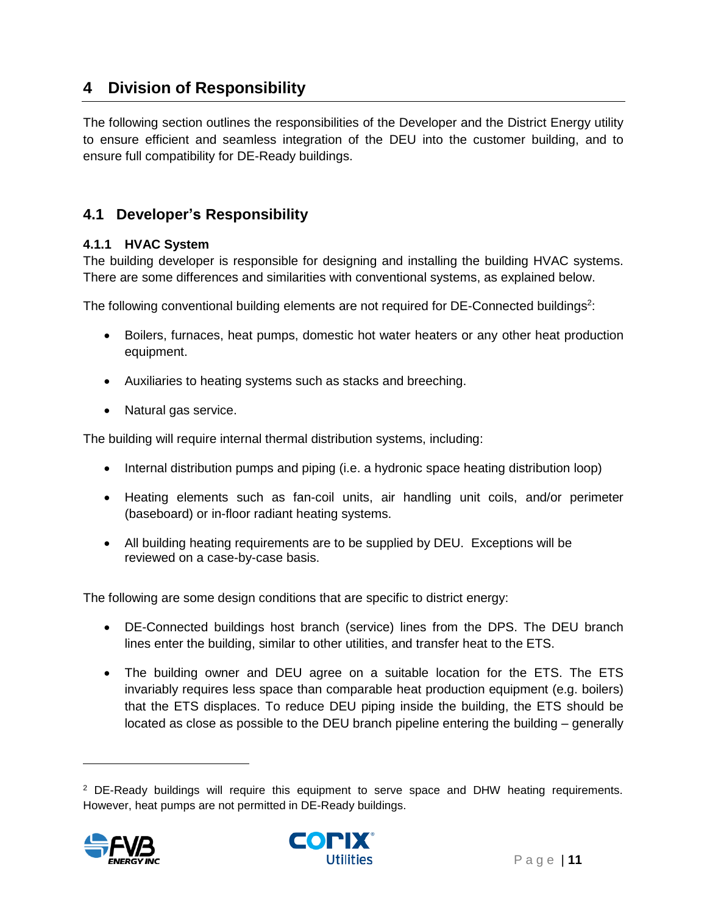# 4 Division of Responsibility

The following section outlines the responsibilities of the Developer and the District Energy utility to ensure efficient and seamless integration of the DEU into the customer building, and to ensure full compatibility for DE-Ready buildings.

## 4.1 Developer's Responsibility

### 4.1.1 HVAC System

The building developer is responsible for designing and installing the building HVAC systems. There are some differences and similarities with conventional systems, as explained below.

The following conventional building elements are not required for DE-Connected buildings[2]:

- Boilers, furnaces, heat pumps, domestic hot water heaters or any other heat production equipment.
- Auxiliaries to heating systems such as stacks and breeching.
- Natural gas service.

The building will require internal thermal distribution systems, including:

- Internal distribution pumps and piping (i.e. a hydronic space heating distribution loop)
- Heating elements such as fan-coil units, air handling unit coils, and/or perimeter (baseboard) or in-floor radiant heating systems.
- All building heating requirements are to be supplied by DEU. Exceptions will be reviewed on a case-by-case basis.

The following are some design conditions that are specific to district energy:

- DE-Connected buildings host branch (service) lines from the DPS. The DEU branch lines enter the building, similar to other utilities, and transfer heat to the ETS.
- The building owner and DEU agree on a suitable location for the ETS. The ETS invariably requires less space than comparable heat production equipment (e.g. boilers) that the ETS displaces. To reduce DEU piping inside the building, the ETS should be located as close as possible to the DEU branch pipeline entering the building – generally

[2] DE-Ready buildings will require this equipment to serve space and DHW heating requirements. However, heat pumps are not permitted in DE-Ready buildings.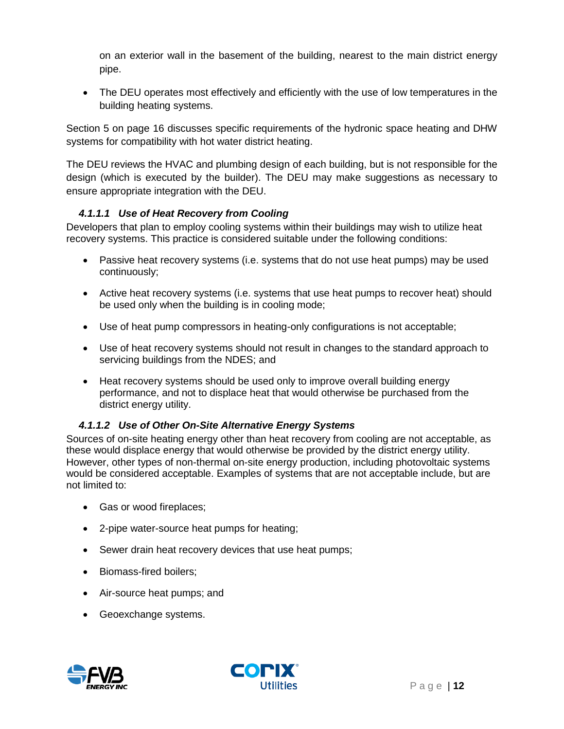on an exterior wall in the basement of the building, nearest to the main district energy pipe.

- The DEU operates most effectively and efficiently with the use of low temperatures in the building heating systems.

Section 5 on page 16 discusses specific requirements of the hydronic space heating and DHW systems for compatibility with hot water district heating.

The DEU reviews the HVAC and plumbing design of each building, but is not responsible for the design (which is executed by the builder). The DEU may make suggestions as necessary to ensure appropriate integration with the DEU.

#### *4.1.1.1 Use of Heat Recovery from Cooling*

Developers that plan to employ cooling systems within their buildings may wish to utilize heat recovery systems. This practice is considered suitable under the following conditions:

- Passive heat recovery systems (i.e. systems that do not use heat pumps) may be used continuously;
- Active heat recovery systems (i.e. systems that use heat pumps to recover heat) should be used only when the building is in cooling mode;
- Use of heat pump compressors in heating-only configurations is not acceptable;
- Use of heat recovery systems should not result in changes to the standard approach to servicing buildings from the NDES; and
- Heat recovery systems should be used only to improve overall building energy performance, and not to displace heat that would otherwise be purchased from the district energy utility.

#### *4.1.1.2 Use of Other On-Site Alternative Energy Systems*

Sources of on-site heating energy other than heat recovery from cooling are not acceptable, as these would displace energy that would otherwise be provided by the district energy utility. However, other types of non-thermal on-site energy production, including photovoltaic systems would be considered acceptable. Examples of systems that are not acceptable include, but are not limited to:

- Gas or wood fireplaces;
- 2-pipe water-source heat pumps for heating;
- Sewer drain heat recovery devices that use heat pumps;
- Biomass-fired boilers;
- Air-source heat pumps; and
- Geoexchange systems.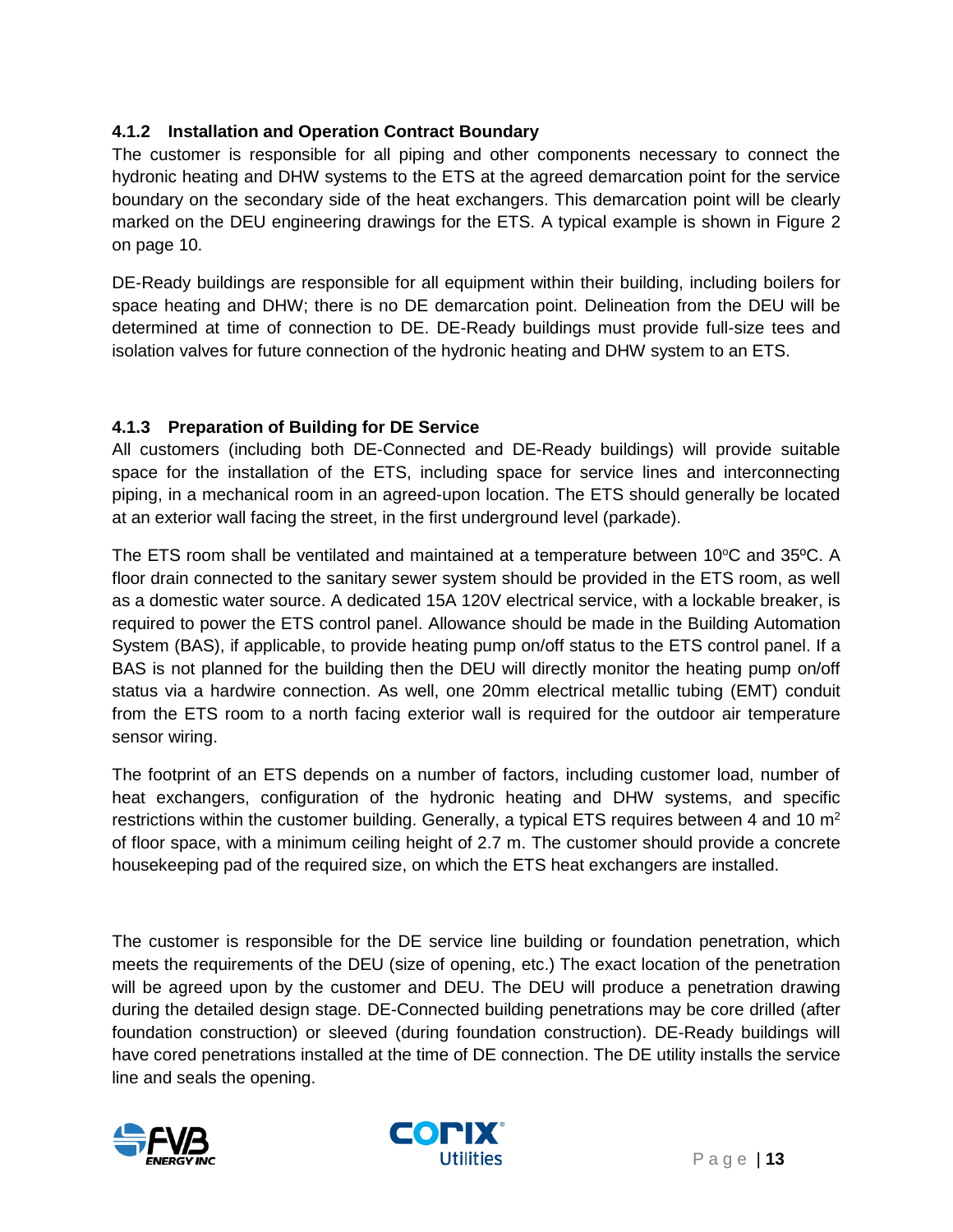### 4.1.2 Installation and Operation Contract Boundary

The customer is responsible for all piping and other components necessary to connect the hydronic heating and DHW systems to the ETS at the agreed demarcation point for the service boundary on the secondary side of the heat exchangers. This demarcation point will be clearly marked on the DEU engineering drawings for the ETS. A typical example is shown in Figure 2 on page 10.

DE-Ready buildings are responsible for all equipment within their building, including boilers for space heating and DHW; there is no DE demarcation point. Delineation from the DEU will be determined at time of connection to DE. DE-Ready buildings must provide full-size tees and isolation valves for future connection of the hydronic heating and DHW system to an ETS.

### 4.1.3 Preparation of Building for DE Service

All customers (including both DE-Connected and DE-Ready buildings) will provide suitable space for the installation of the ETS, including space for service lines and interconnecting piping, in a mechanical room in an agreed-upon location. The ETS should generally be located at an exterior wall facing the street, in the first underground level (parkade).

The ETS room shall be ventilated and maintained at a temperature between 10ºC and 35ºC. A floor drain connected to the sanitary sewer system should be provided in the ETS room, as well as a domestic water source. A dedicated 15A 120V electrical service, with a lockable breaker, is required to power the ETS control panel. Allowance should be made in the Building Automation System (BAS), if applicable, to provide heating pump on/off status to the ETS control panel. If a BAS is not planned for the building then the DEU will directly monitor the heating pump on/off status via a hardwire connection. As well, one 20mm electrical metallic tubing (EMT) conduit from the ETS room to a north facing exterior wall is required for the outdoor air temperature sensor wiring.

The footprint of an ETS depends on a number of factors, including customer load, number of heat exchangers, configuration of the hydronic heating and DHW systems, and specific restrictions within the customer building. Generally, a typical ETS requires between 4 and 10 $m^2$ of floor space, with a minimum ceiling height of 2.7 m. The customer should provide a concrete housekeeping pad of the required size, on which the ETS heat exchangers are installed.

The customer is responsible for the DE service line building or foundation penetration, which meets the requirements of the DEU (size of opening, etc.) The exact location of the penetration will be agreed upon by the customer and DEU. The DEU will produce a penetration drawing during the detailed design stage. DE-Connected building penetrations may be core drilled (after foundation construction) or sleeved (during foundation construction). DE-Ready buildings will have cored penetrations installed at the time of DE connection. The DE utility installs the service line and seals the opening.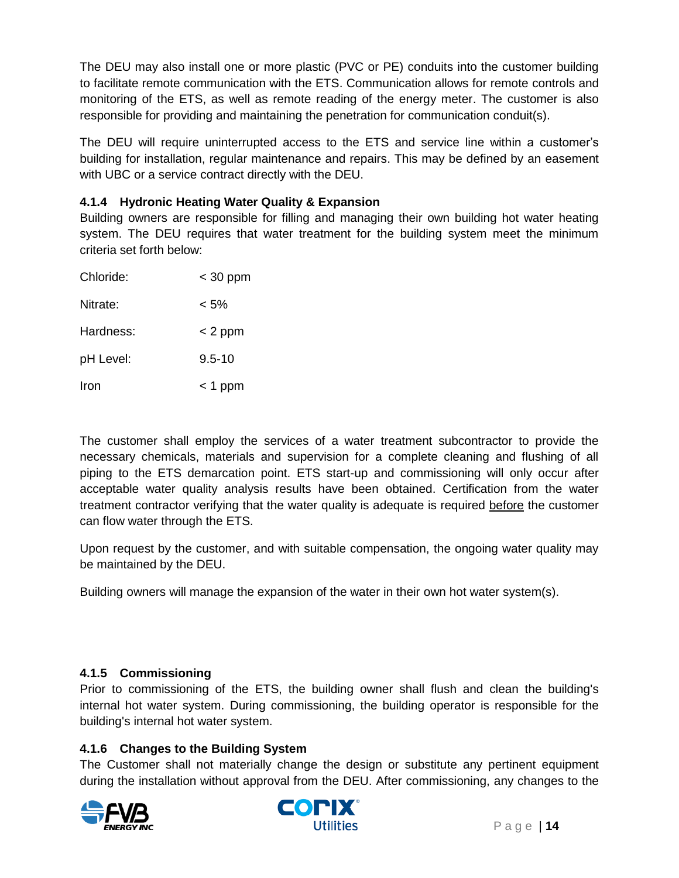The DEU may also install one or more plastic (PVC or PE) conduits into the customer building to facilitate remote communication with the ETS. Communication allows for remote controls and monitoring of the ETS, as well as remote reading of the energy meter. The customer is also responsible for providing and maintaining the penetration for communication conduit(s).

The DEU will require uninterrupted access to the ETS and service line within a customer's building for installation, regular maintenance and repairs. This may be defined by an easement with UBC or a service contract directly with the DEU.

### 4.1.4 Hydronic Heating Water Quality & Expansion

Building owners are responsible for filling and managing their own building hot water heating system. The DEU requires that water treatment for the building system meet the minimum criteria set forth below:

| | |
|---|---|
| Chloride: | < 30 ppm |
| Nitrate: | < 5% |
| Hardness: | < 2 ppm |
| pH Level: | 9.5-10 |
| Iron | < 1 ppm |

The customer shall employ the services of a water treatment subcontractor to provide the necessary chemicals, materials and supervision for a complete cleaning and flushing of all piping to the ETS demarcation point. ETS start-up and commissioning will only occur after acceptable water quality analysis results have been obtained. Certification from the water treatment contractor verifying that the water quality is adequate is required <u>before</u> the customer can flow water through the ETS.

Upon request by the customer, and with suitable compensation, the ongoing water quality may be maintained by the DEU.

Building owners will manage the expansion of the water in their own hot water system(s).

### 4.1.5 Commissioning

Prior to commissioning of the ETS, the building owner shall flush and clean the building's internal hot water system. During commissioning, the building operator is responsible for the building's internal hot water system.

### 4.1.6 Changes to the Building System

The Customer shall not materially change the design or substitute any pertinent equipment during the installation without approval from the DEU. After commissioning, any changes to the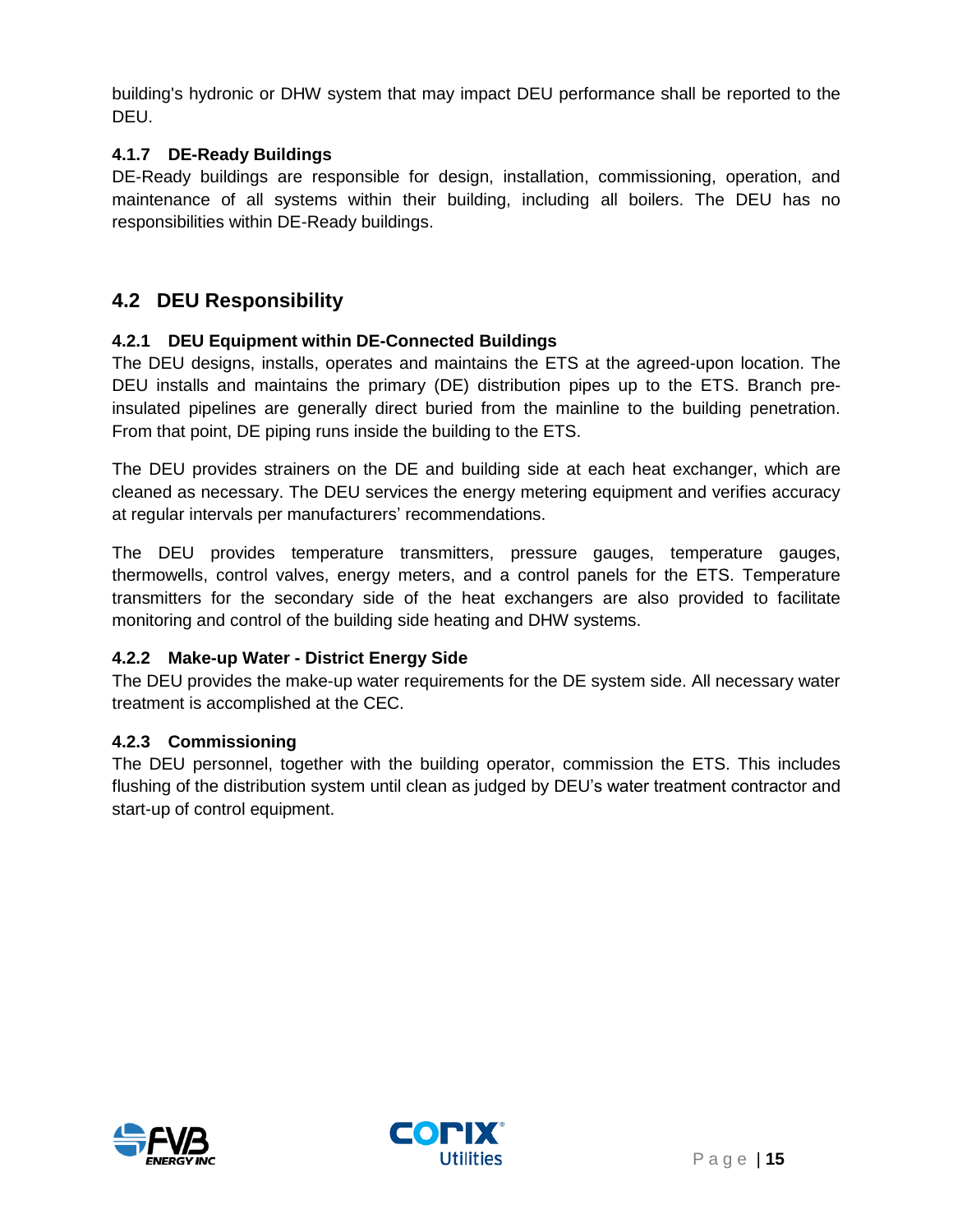building's hydronic or DHW system that may impact DEU performance shall be reported to the DEU.

### 4.1.7 DE-Ready Buildings

DE-Ready buildings are responsible for design, installation, commissioning, operation, and maintenance of all systems within their building, including all boilers. The DEU has no responsibilities within DE-Ready buildings.

## 4.2 DEU Responsibility

### 4.2.1 DEU Equipment within DE-Connected Buildings

The DEU designs, installs, operates and maintains the ETS at the agreed-upon location. The DEU installs and maintains the primary (DE) distribution pipes up to the ETS. Branch pre-insulated pipelines are generally direct buried from the mainline to the building penetration. From that point, DE piping runs inside the building to the ETS.

The DEU provides strainers on the DE and building side at each heat exchanger, which are cleaned as necessary. The DEU services the energy metering equipment and verifies accuracy at regular intervals per manufacturers' recommendations.

The DEU provides temperature transmitters, pressure gauges, temperature gauges, thermowells, control valves, energy meters, and a control panels for the ETS. Temperature transmitters for the secondary side of the heat exchangers are also provided to facilitate monitoring and control of the building side heating and DHW systems.

### 4.2.2 Make-up Water - District Energy Side

The DEU provides the make-up water requirements for the DE system side. All necessary water treatment is accomplished at the CEC.

### 4.2.3 Commissioning

The DEU personnel, together with the building operator, commission the ETS. This includes flushing of the distribution system until clean as judged by DEU's water treatment contractor and start-up of control equipment.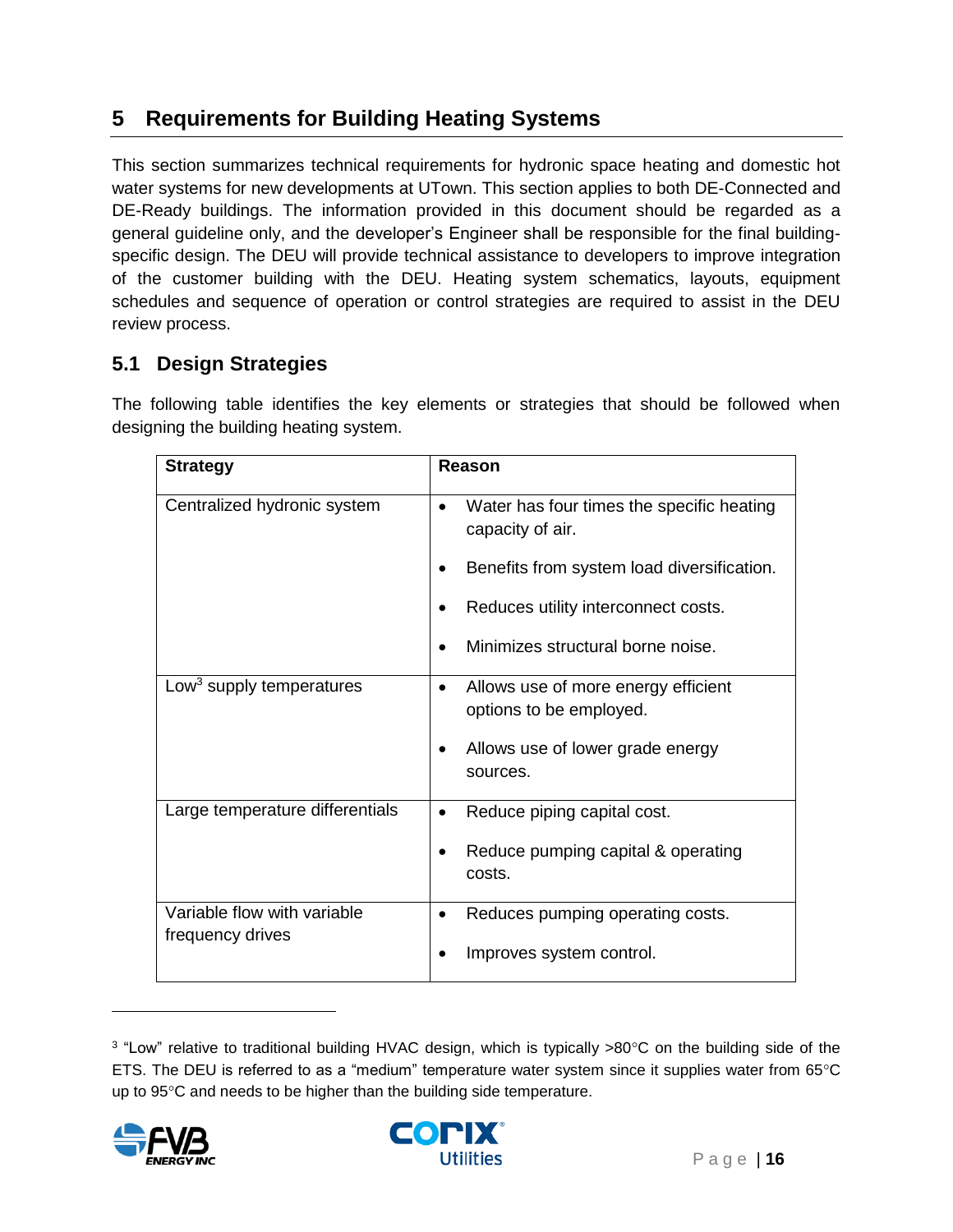# 5 Requirements for Building Heating Systems

This section summarizes technical requirements for hydronic space heating and domestic hot water systems for new developments at UTown. This section applies to both DE-Connected and DE-Ready buildings. The information provided in this document should be regarded as a general guideline only, and the developer's Engineer shall be responsible for the final building-specific design. The DEU will provide technical assistance to developers to improve integration of the customer building with the DEU. Heating system schematics, layouts, equipment schedules and sequence of operation or control strategies are required to assist in the DEU review process.

## 5.1 Design Strategies

The following table identifies the key elements or strategies that should be followed when designing the building heating system.

| Strategy | Reason |
|---|---|
| Centralized hydronic system | • Water has four times the specific heating capacity of air.<br>• Benefits from system load diversification.<br>• Reduces utility interconnect costs.<br>• Minimizes structural borne noise. |
| Low[3] supply temperatures | • Allows use of more energy efficient options to be employed.<br>• Allows use of lower grade energy sources. |
| Large temperature differentials | • Reduce piping capital cost.<br>• Reduce pumping capital & operating costs. |
| Variable flow with variable frequency drives | • Reduces pumping operating costs.<br>• Improves system control. |

[3] "Low" relative to traditional building HVAC design, which is typically >80°C on the building side of the ETS. The DEU is referred to as a "medium" temperature water system since it supplies water from 65°C up to 95°C and needs to be higher than the building side temperature.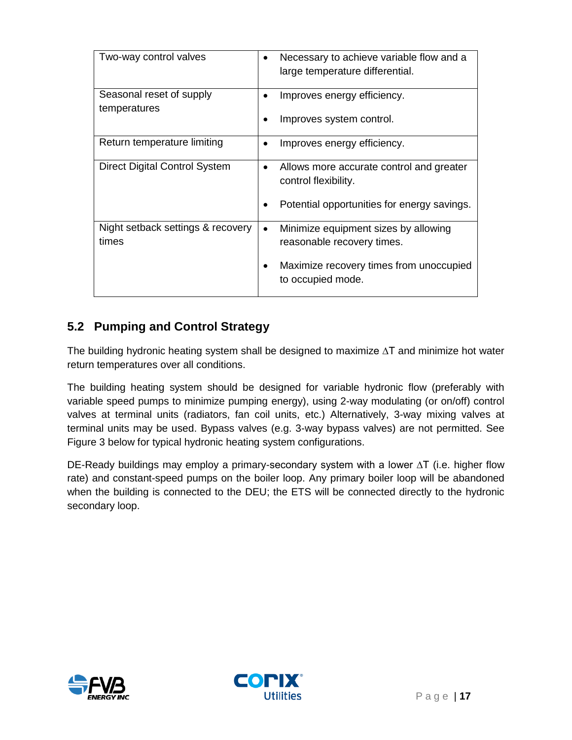| | |
|---|---|
| Two-way control valves | • Necessary to achieve variable flow and a large temperature differential. |
| Seasonal reset of supply temperatures | • Improves energy efficiency.<br>• Improves system control. |
| Return temperature limiting | • Improves energy efficiency. |
| Direct Digital Control System | • Allows more accurate control and greater control flexibility.<br>• Potential opportunities for energy savings. |
| Night setback settings & recovery times | • Minimize equipment sizes by allowing reasonable recovery times.<br>• Maximize recovery times from unoccupied to occupied mode. |

## 5.2 Pumping and Control Strategy

The building hydronic heating system shall be designed to maximize $\Delta T$ and minimize hot water return temperatures over all conditions.

The building heating system should be designed for variable hydronic flow (preferably with variable speed pumps to minimize pumping energy), using 2-way modulating (or on/off) control valves at terminal units (radiators, fan coil units, etc.) Alternatively, 3-way mixing valves at terminal units may be used. Bypass valves (e.g. 3-way bypass valves) are not permitted. See Figure 3 below for typical hydronic heating system configurations.

DE-Ready buildings may employ a primary-secondary system with a lower $\Delta T$ (i.e. higher flow rate) and constant-speed pumps on the boiler loop. Any primary boiler loop will be abandoned when the building is connected to the DEU; the ETS will be connected directly to the hydronic secondary loop.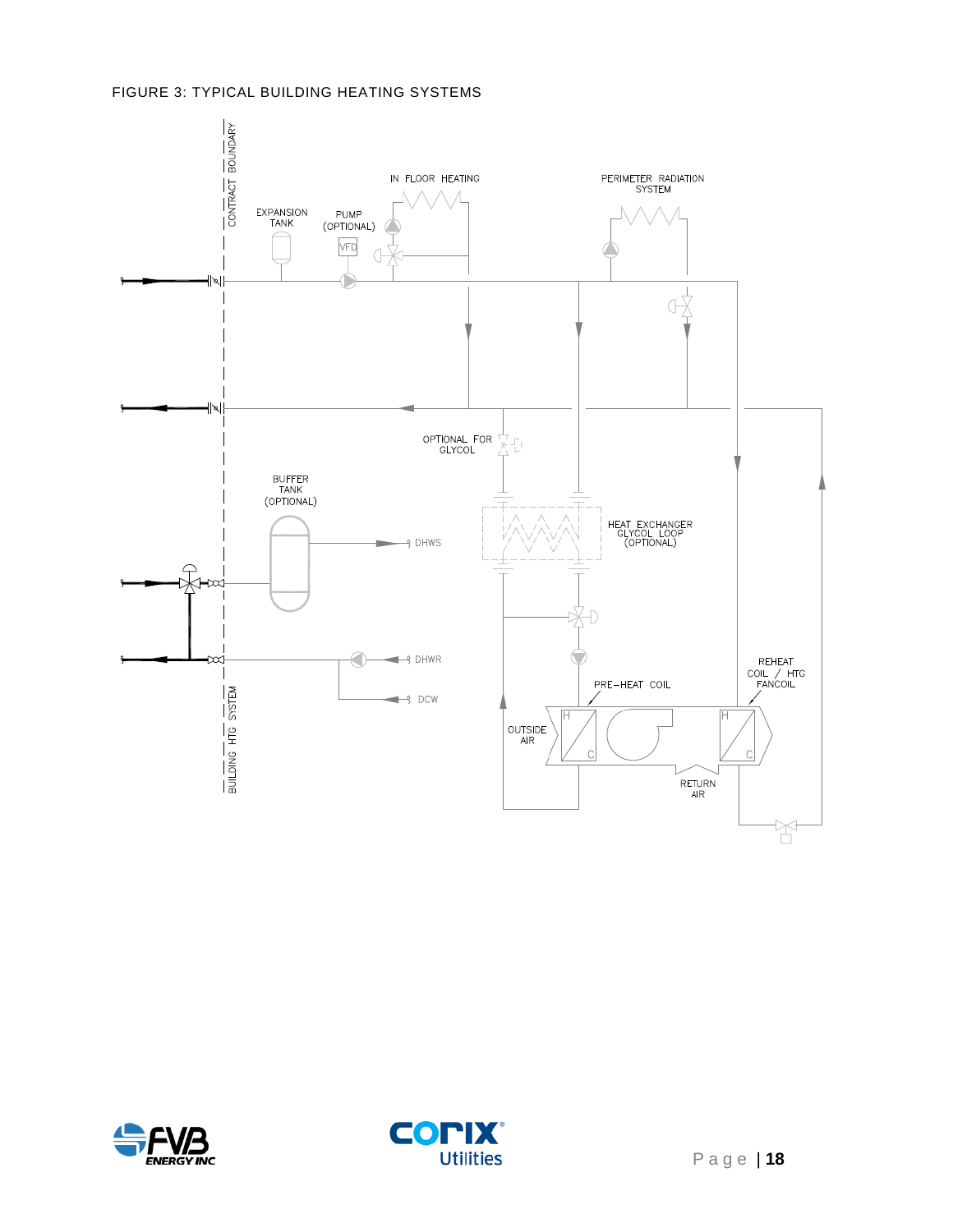FIGURE 3: TYPICAL BUILDING HEATING SYSTEMS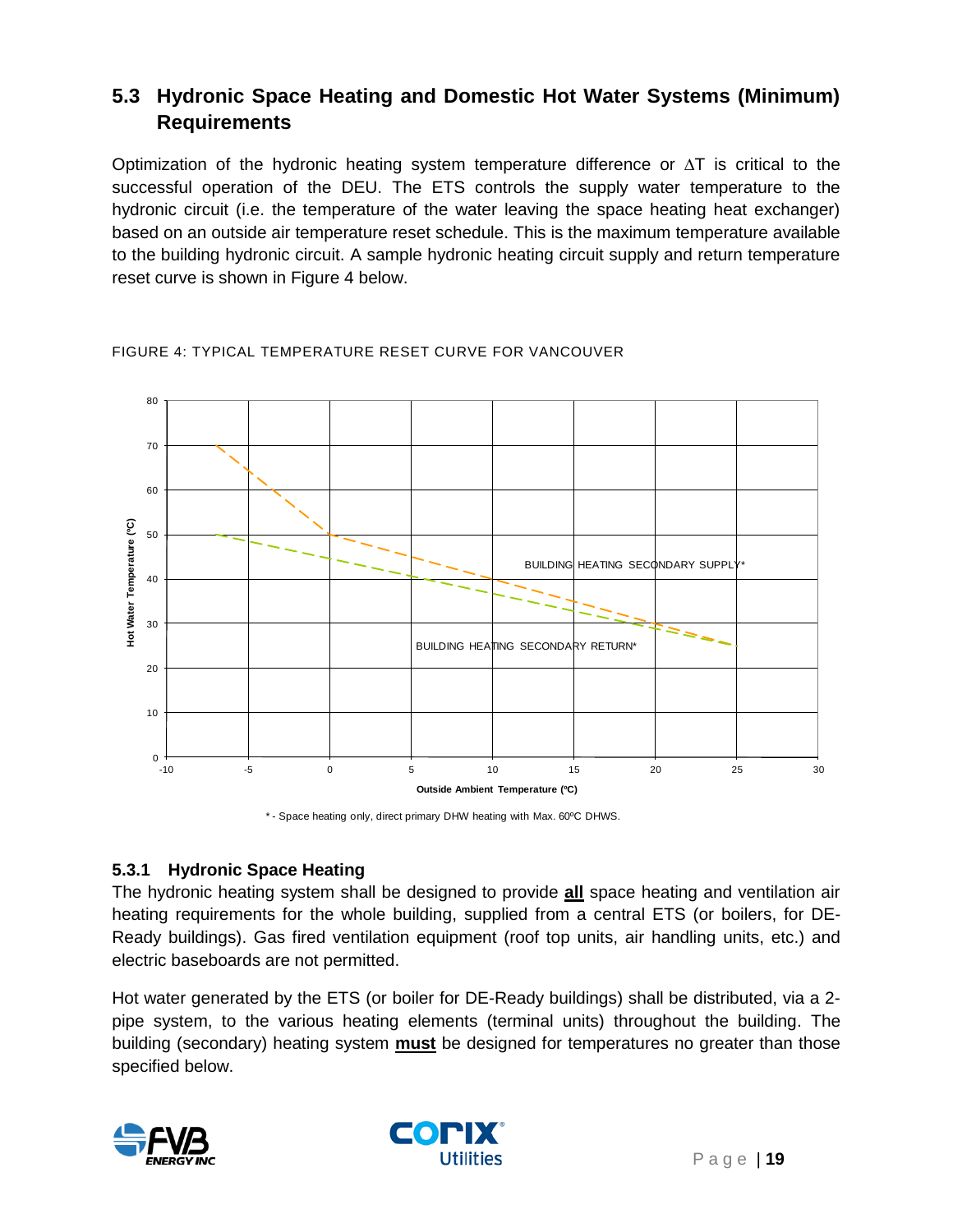## 5.3 Hydronic Space Heating and Domestic Hot Water Systems (Minimum) Requirements

Optimization of the hydronic heating system temperature difference or ∆T is critical to the successful operation of the DEU. The ETS controls the supply water temperature to the hydronic circuit (i.e. the temperature of the water leaving the space heating heat exchanger) based on an outside air temperature reset schedule. This is the maximum temperature available to the building hydronic circuit. A sample hydronic heating circuit supply and return temperature reset curve is shown in Figure 4 below.

FIGURE 4: TYPICAL TEMPERATURE RESET CURVE FOR VANCOUVER

* - Space heating only, direct primary DHW heating with Max. 60ºC DHWS.

### 5.3.1 Hydronic Space Heating

The hydronic heating system shall be designed to provide **all** space heating and ventilation air heating requirements for the whole building, supplied from a central ETS (or boilers, for DE-Ready buildings). Gas fired ventilation equipment (roof top units, air handling units, etc.) and electric baseboards are not permitted.

Hot water generated by the ETS (or boiler for DE-Ready buildings) shall be distributed, via a 2-pipe system, to the various heating elements (terminal units) throughout the building. The building (secondary) heating system **must** be designed for temperatures no greater than those specified below.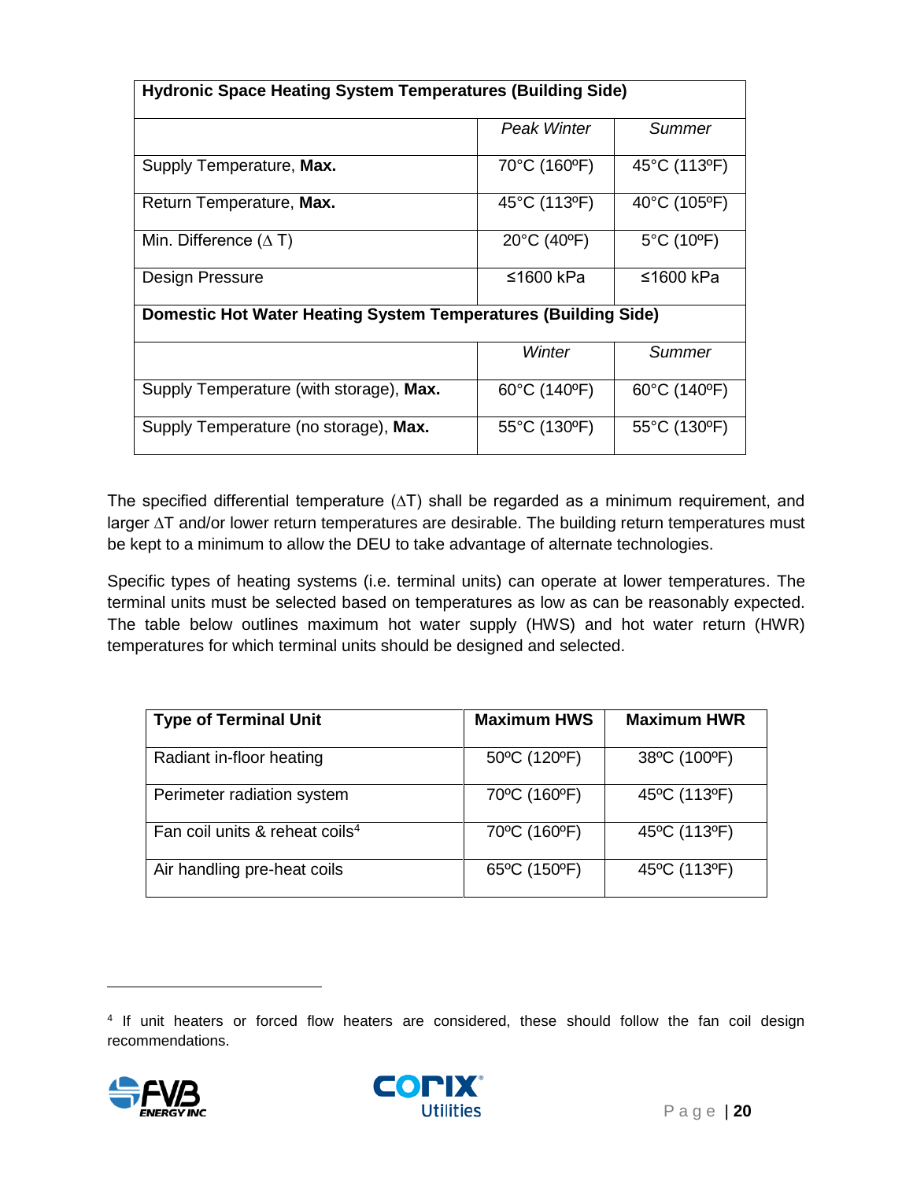| Hydronic Space Heating System Temperatures (Building Side) | | |
|---|---|---|
| | *Peak Winter* | *Summer* |
| Supply Temperature, **Max.** | 70°C (160ºF) | 45°C (113ºF) |
| Return Temperature, **Max.** | 45°C (113ºF) | 40°C (105ºF) |
| Min. Difference (∆ T) | 20°C (40ºF) | 5°C (10ºF) |
| Design Pressure | ≤1600 kPa | ≤1600 kPa |
| **Domestic Hot Water Heating System Temperatures (Building Side)** | | |
| | *Winter* | *Summer* |
| Supply Temperature (with storage), **Max.** | 60°C (140ºF) | 60°C (140ºF) |
| Supply Temperature (no storage), **Max.** | 55°C (130ºF) | 55°C (130ºF) |

The specified differential temperature (∆T) shall be regarded as a minimum requirement, and larger ∆T and/or lower return temperatures are desirable. The building return temperatures must be kept to a minimum to allow the DEU to take advantage of alternate technologies.

Specific types of heating systems (i.e. terminal units) can operate at lower temperatures. The terminal units must be selected based on temperatures as low as can be reasonably expected. The table below outlines maximum hot water supply (HWS) and hot water return (HWR) temperatures for which terminal units should be designed and selected.

| Type of Terminal Unit | Maximum HWS | Maximum HWR |
|---|---|---|
| Radiant in-floor heating | 50ºC (120ºF) | 38ºC (100ºF) |
| Perimeter radiation system | 70ºC (160ºF) | 45ºC (113ºF) |
| Fan coil units & reheat coils[4] | 70ºC (160ºF) | 45ºC (113ºF) |
| Air handling pre-heat coils | 65ºC (150ºF) | 45ºC (113ºF) |

[4] If unit heaters or forced flow heaters are considered, these should follow the fan coil design recommendations.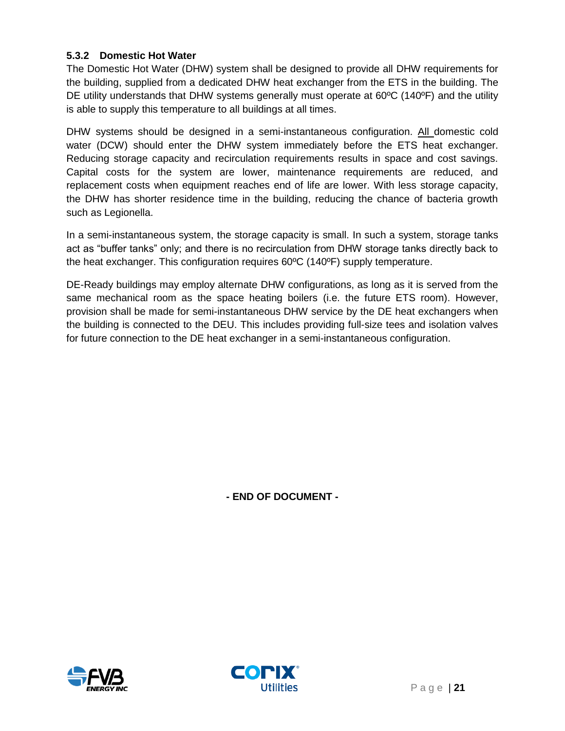### 5.3.2 Domestic Hot Water

The Domestic Hot Water (DHW) system shall be designed to provide all DHW requirements for the building, supplied from a dedicated DHW heat exchanger from the ETS in the building. The DE utility understands that DHW systems generally must operate at 60ºC (140ºF) and the utility is able to supply this temperature to all buildings at all times.

DHW systems should be designed in a semi-instantaneous configuration. All domestic cold water (DCW) should enter the DHW system immediately before the ETS heat exchanger. Reducing storage capacity and recirculation requirements results in space and cost savings. Capital costs for the system are lower, maintenance requirements are reduced, and replacement costs when equipment reaches end of life are lower. With less storage capacity, the DHW has shorter residence time in the building, reducing the chance of bacteria growth such as Legionella.

In a semi-instantaneous system, the storage capacity is small. In such a system, storage tanks act as "buffer tanks" only; and there is no recirculation from DHW storage tanks directly back to the heat exchanger. This configuration requires 60ºC (140ºF) supply temperature.

DE-Ready buildings may employ alternate DHW configurations, as long as it is served from the same mechanical room as the space heating boilers (i.e. the future ETS room). However, provision shall be made for semi-instantaneous DHW service by the DE heat exchangers when the building is connected to the DEU. This includes providing full-size tees and isolation valves for future connection to the DE heat exchanger in a semi-instantaneous configuration.

**- END OF DOCUMENT -**